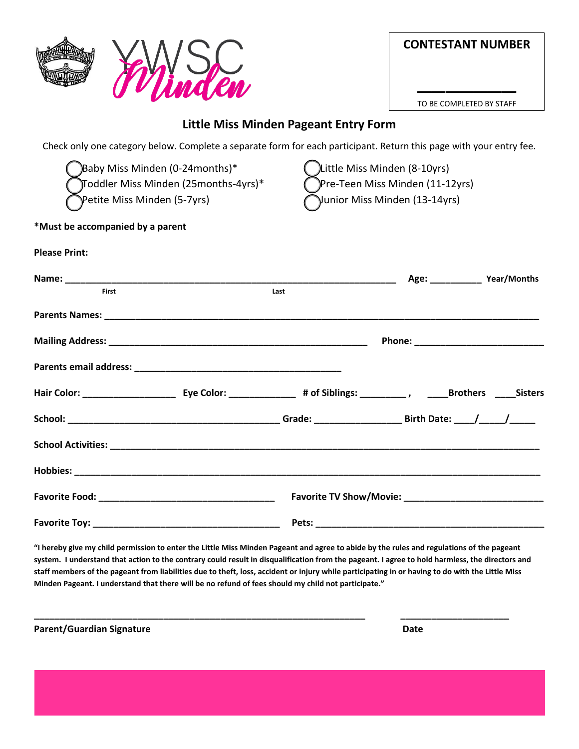YWSC Minden

**CONTESTANT NUMBER**

________

TO BE COMPLETED BY STAFF

## Little Miss Minden Pageant Entry Form

Check only one category below. Complete a separate form for each participant. Return this page with your entry fee.

- ◯ Baby Miss Minden (0-24months)*
- ◯ Toddler Miss Minden (25months-4yrs)*
- ◯ Petite Miss Minden (5-7yrs)
- ◯ Little Miss Minden (8-10yrs)
- ◯ Pre-Teen Miss Minden (11-12yrs)
- ◯ Junior Miss Minden (13-14yrs)

**\*Must be accompanied by a parent**

**Please Print:**

**Name:** ____________________________________________ **Age:** __________ **Year/Months**
First Last

**Parents Names:** ____________________________________________

**Mailing Address:** ____________________________________________ **Phone:** ________________________

**Parents email address:** ________________________________________

**Hair Color:** _________________ **Eye Color:** _____________ **# of Siblings:** _________ , ____**Brothers** ____**Sisters**

**School:** ________________________________________ **Grade:** ________________ **Birth Date:** ____/_____/_____

**School Activities:** ____________________________________________

**Hobbies:** ____________________________________________

**Favorite Food:** _________________________________ **Favorite TV Show/Movie:** __________________________

**Favorite Toy:** ___________________________________ **Pets:** ____________________________________________

**"I hereby give my child permission to enter the Little Miss Minden Pageant and agree to abide by the rules and regulations of the pageant system. I understand that action to the contrary could result in disqualification from the pageant. I agree to hold harmless, the directors and staff members of the pageant from liabilities due to theft, loss, accident or injury while participating in or having to do with the Little Miss Minden Pageant. I understand that there will be no refund of fees should my child not participate."**

______________________________________________________________ ____________________

**Parent/Guardian Signature** **Date**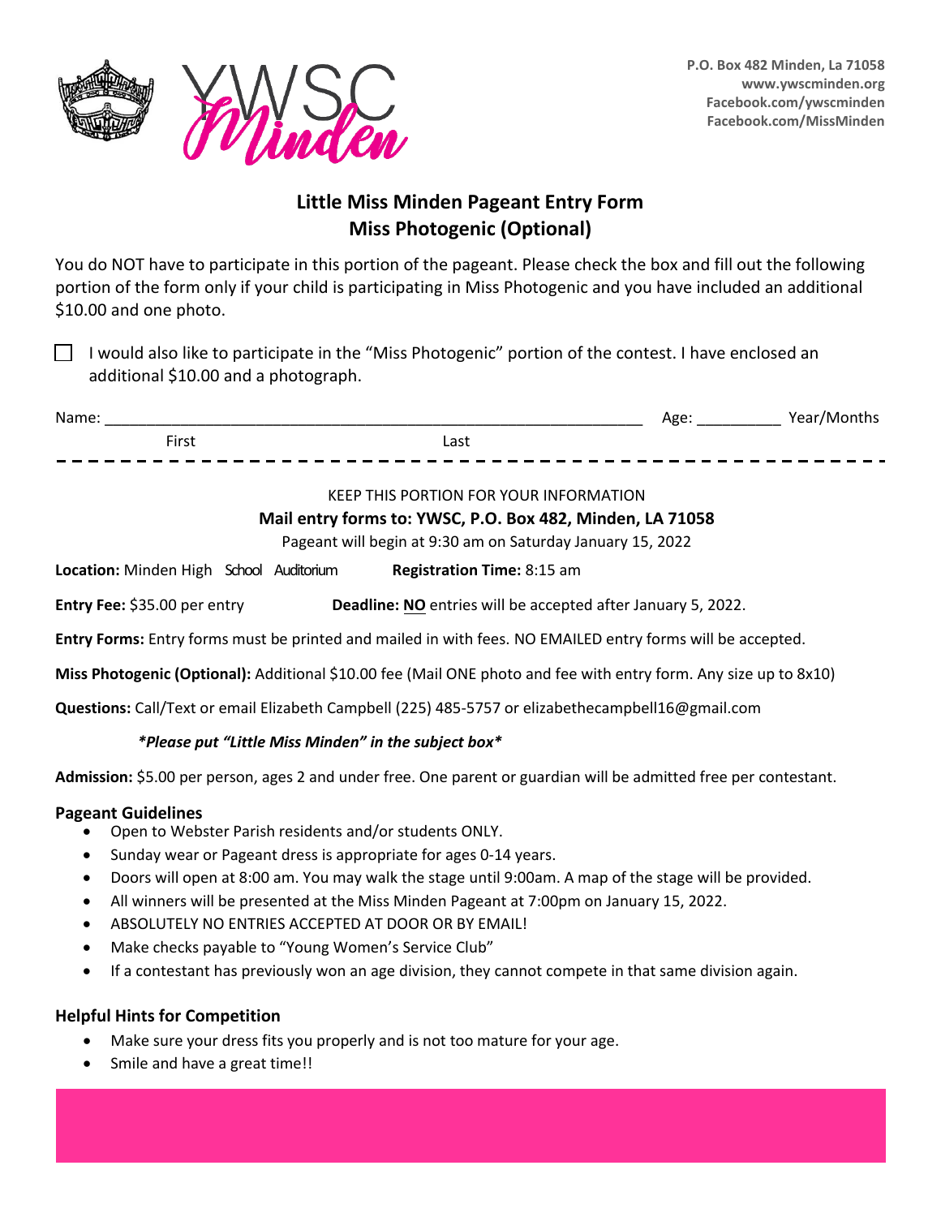P.O. Box 482 Minden, La 71058
www.ywscminden.org
Facebook.com/ywscminden
Facebook.com/MissMinden

## Little Miss Minden Pageant Entry Form
## Miss Photogenic (Optional)

You do NOT have to participate in this portion of the pageant. Please check the box and fill out the following portion of the form only if your child is participating in Miss Photogenic and you have included an additional $10.00 and one photo.

☐ I would also like to participate in the "Miss Photogenic" portion of the contest. I have enclosed an additional $10.00 and a photograph.

Name: ______________________________________________ Age: __________ Year/Months
First Last

- - - - - - - - - - - - - - - - - - - - - - - - - - - - - - - - - - - - - - - -

KEEP THIS PORTION FOR YOUR INFORMATION

**Mail entry forms to: YWSC, P.O. Box 482, Minden, LA 71058**

Pageant will begin at 9:30 am on Saturday January 15, 2022

**Location:** Minden High School Auditorium **Registration Time:** 8:15 am

**Entry Fee:** $35.00 per entry **Deadline:** NO entries will be accepted after January 5, 2022.

**Entry Forms:** Entry forms must be printed and mailed in with fees. NO EMAILED entry forms will be accepted.

**Miss Photogenic (Optional):** Additional $10.00 fee (Mail ONE photo and fee with entry form. Any size up to 8x10)

**Questions:** Call/Text or email Elizabeth Campbell (225) 485-5757 or elizabethecampbell16@gmail.com

***Please put "Little Miss Minden" in the subject box***

**Admission:** $5.00 per person, ages 2 and under free. One parent or guardian will be admitted free per contestant.

### Pageant Guidelines

- Open to Webster Parish residents and/or students ONLY.
- Sunday wear or Pageant dress is appropriate for ages 0-14 years.
- Doors will open at 8:00 am. You may walk the stage until 9:00am. A map of the stage will be provided.
- All winners will be presented at the Miss Minden Pageant at 7:00pm on January 15, 2022.
- ABSOLUTELY NO ENTRIES ACCEPTED AT DOOR OR BY EMAIL!
- Make checks payable to "Young Women's Service Club"
- If a contestant has previously won an age division, they cannot compete in that same division again.

### Helpful Hints for Competition

- Make sure your dress fits you properly and is not too mature for your age.
- Smile and have a great time!!